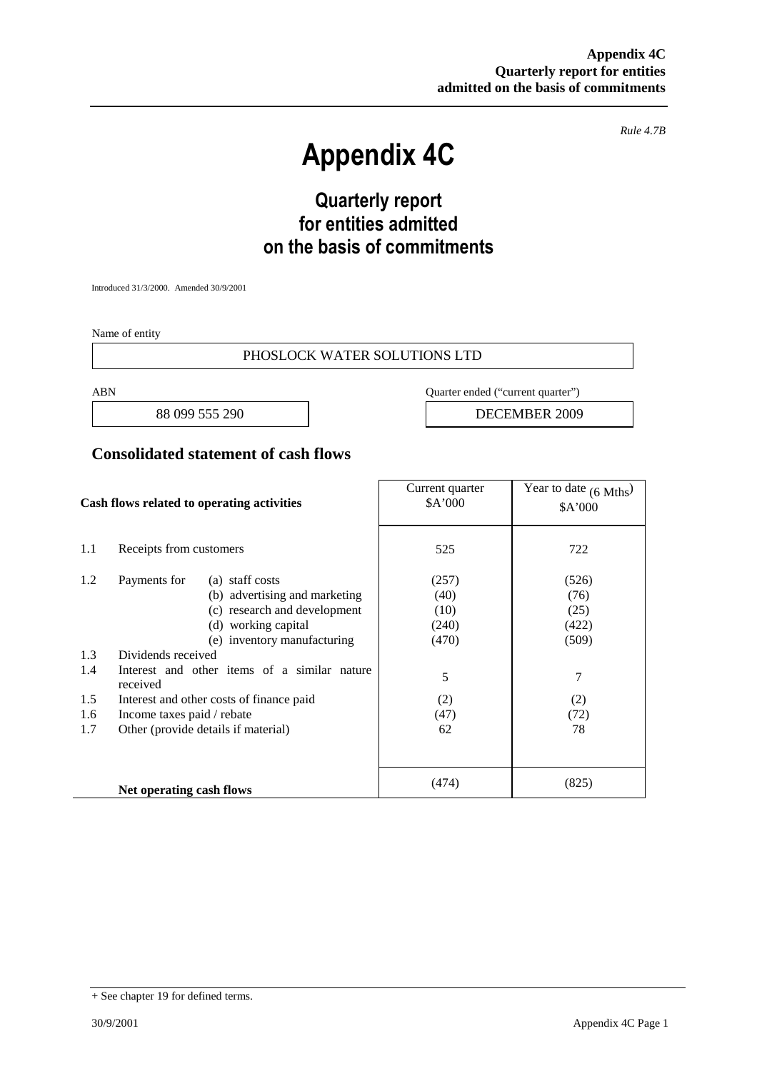**Appendix 4C**
**Quarterly report for entities admitted on the basis of commitments**

*Rule 4.7B*

# Appendix 4C

## Quarterly report for entities admitted on the basis of commitments

Introduced 31/3/2000. Amended 30/9/2001

Name of entity

PHOSLOCK WATER SOLUTIONS LTD

| ABN | Quarter ended ("current quarter") |
|---|---|
| 88 099 555 290 | DECEMBER 2009 |

## Consolidated statement of cash flows

| | Cash flows related to operating activities | | Current quarter $A'000 | Year to date (6 Mths) $A'000 |
|---|---|---|---|---|
| 1.1 | Receipts from customers | | 525 | 722 |
| 1.2 | Payments for | (a) staff costs | (257) | (526) |
| | | (b) advertising and marketing | (40) | (76) |
| | | (c) research and development | (10) | (25) |
| | | (d) working capital | (240) | (422) |
| | | (e) inventory manufacturing | (470) | (509) |
| 1.3 | Dividends received | | | |
| 1.4 | Interest and other items of a similar nature received | | 5 | 7 |
| 1.5 | Interest and other costs of finance paid | | (2) | (2) |
| 1.6 | Income taxes paid / rebate | | (47) | (72) |
| 1.7 | Other (provide details if material) | | 62 | 78 |
| | **Net operating cash flows** | | (474) | (825) |

+ See chapter 19 for defined terms.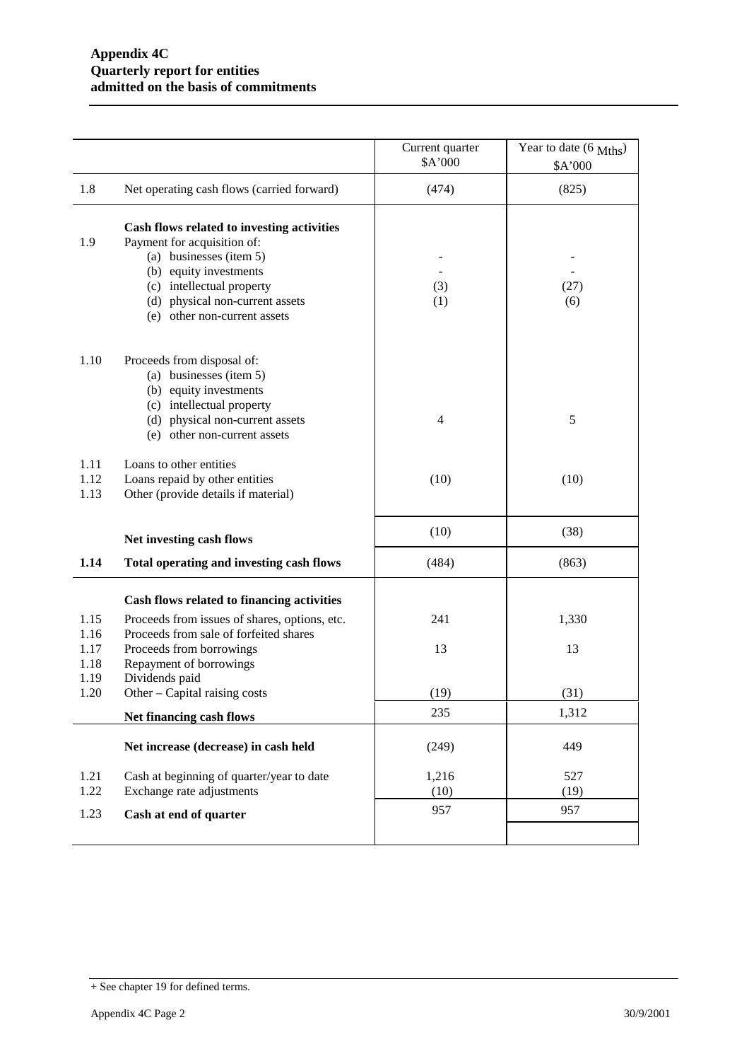|  |  | Current quarter $A'000 | Year to date (6 Mths) $A'000 |
|---|---|---|---|
| 1.8 | Net operating cash flows (carried forward) | (474) | (825) |
|  | **Cash flows related to investing activities** |  |  |
| 1.9 | Payment for acquisition of: |  |  |
|  | (a) businesses (item 5) | - | - |
|  | (b) equity investments | - | - |
|  | (c) intellectual property | (3) | (27) |
|  | (d) physical non-current assets | (1) | (6) |
|  | (e) other non-current assets |  |  |
| 1.10 | Proceeds from disposal of: |  |  |
|  | (a) businesses (item 5) |  |  |
|  | (b) equity investments |  |  |
|  | (c) intellectual property |  |  |
|  | (d) physical non-current assets | 4 | 5 |
|  | (e) other non-current assets |  |  |
| 1.11 | Loans to other entities |  |  |
| 1.12 | Loans repaid by other entities | (10) | (10) |
| 1.13 | Other (provide details if material) |  |  |
|  | **Net investing cash flows** | (10) | (38) |
| **1.14** | **Total operating and investing cash flows** | (484) | (863) |
|  | **Cash flows related to financing activities** |  |  |
| 1.15 | Proceeds from issues of shares, options, etc. | 241 | 1,330 |
| 1.16 | Proceeds from sale of forfeited shares |  |  |
| 1.17 | Proceeds from borrowings | 13 | 13 |
| 1.18 | Repayment of borrowings |  |  |
| 1.19 | Dividends paid |  |  |
| 1.20 | Other – Capital raising costs | (19) | (31) |
|  | **Net financing cash flows** | 235 | 1,312 |
|  | **Net increase (decrease) in cash held** | (249) | 449 |
| 1.21 | Cash at beginning of quarter/year to date | 1,216 | 527 |
| 1.22 | Exchange rate adjustments | (10) | (19) |
| 1.23 | **Cash at end of quarter** | 957 | 957 |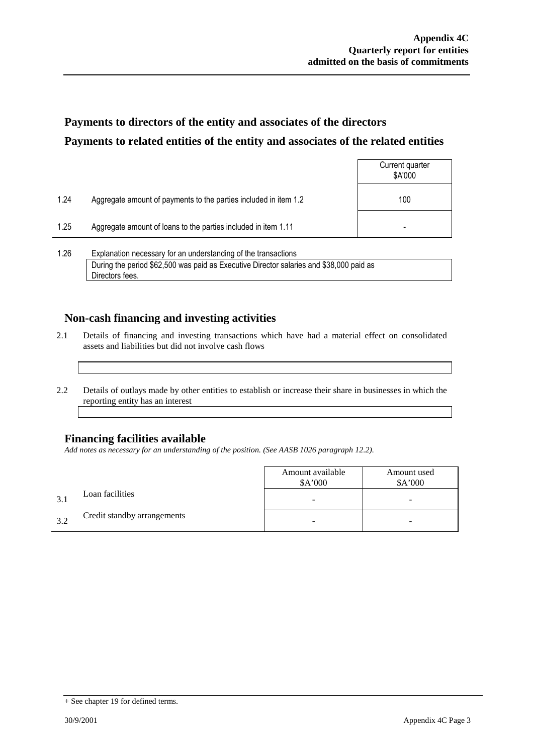## Payments to directors of the entity and associates of the directors

## Payments to related entities of the entity and associates of the related entities

| | | Current quarter $A'000 |
|---|---|---|
| 1.24 | Aggregate amount of payments to the parties included in item 1.2 | 100 |
| 1.25 | Aggregate amount of loans to the parties included in item 1.11 | - |

1.26 Explanation necessary for an understanding of the transactions

During the period $62,500 was paid as Executive Director salaries and $38,000 paid as Directors fees.

## Non-cash financing and investing activities

2.1 Details of financing and investing transactions which have had a material effect on consolidated assets and liabilities but did not involve cash flows

2.2 Details of outlays made by other entities to establish or increase their share in businesses in which the reporting entity has an interest

## Financing facilities available

*Add notes as necessary for an understanding of the position. (See AASB 1026 paragraph 12.2).*

| | | Amount available $A'000 | Amount used $A'000 |
|---|---|---|---|
| 3.1 | Loan facilities | - | - |
| 3.2 | Credit standby arrangements | - | - |

+ See chapter 19 for defined terms.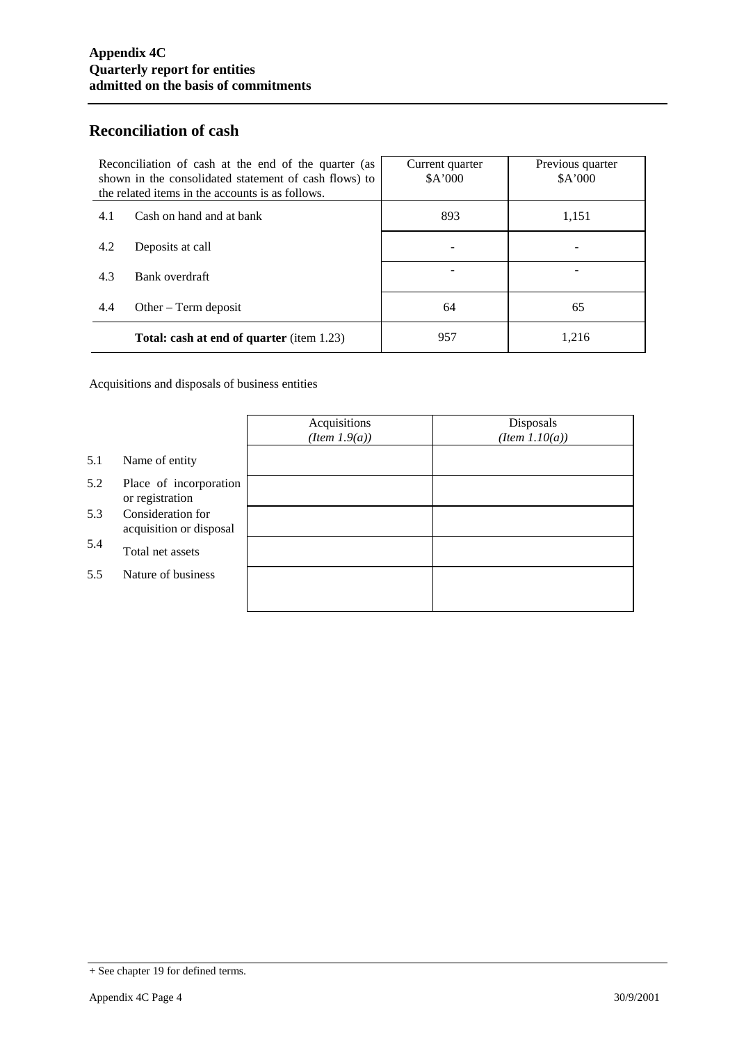## Reconciliation of cash

| Reconciliation of cash at the end of the quarter (as shown in the consolidated statement of cash flows) to the related items in the accounts is as follows. | | Current quarter $A'000 | Previous quarter $A'000 |
|---|---|---|---|
| 4.1 | Cash on hand and at bank | 893 | 1,151 |
| 4.2 | Deposits at call | - | - |
| 4.3 | Bank overdraft | - | - |
| 4.4 | Other – Term deposit | 64 | 65 |
| | **Total: cash at end of quarter** (item 1.23) | 957 | 1,216 |

Acquisitions and disposals of business entities

| | | Acquisitions *(Item 1.9(a))* | Disposals *(Item 1.10(a))* |
|---|---|---|---|
| 5.1 | Name of entity | | |
| 5.2 | Place of incorporation or registration | | |
| 5.3 | Consideration for acquisition or disposal | | |
| 5.4 | Total net assets | | |
| 5.5 | Nature of business | | |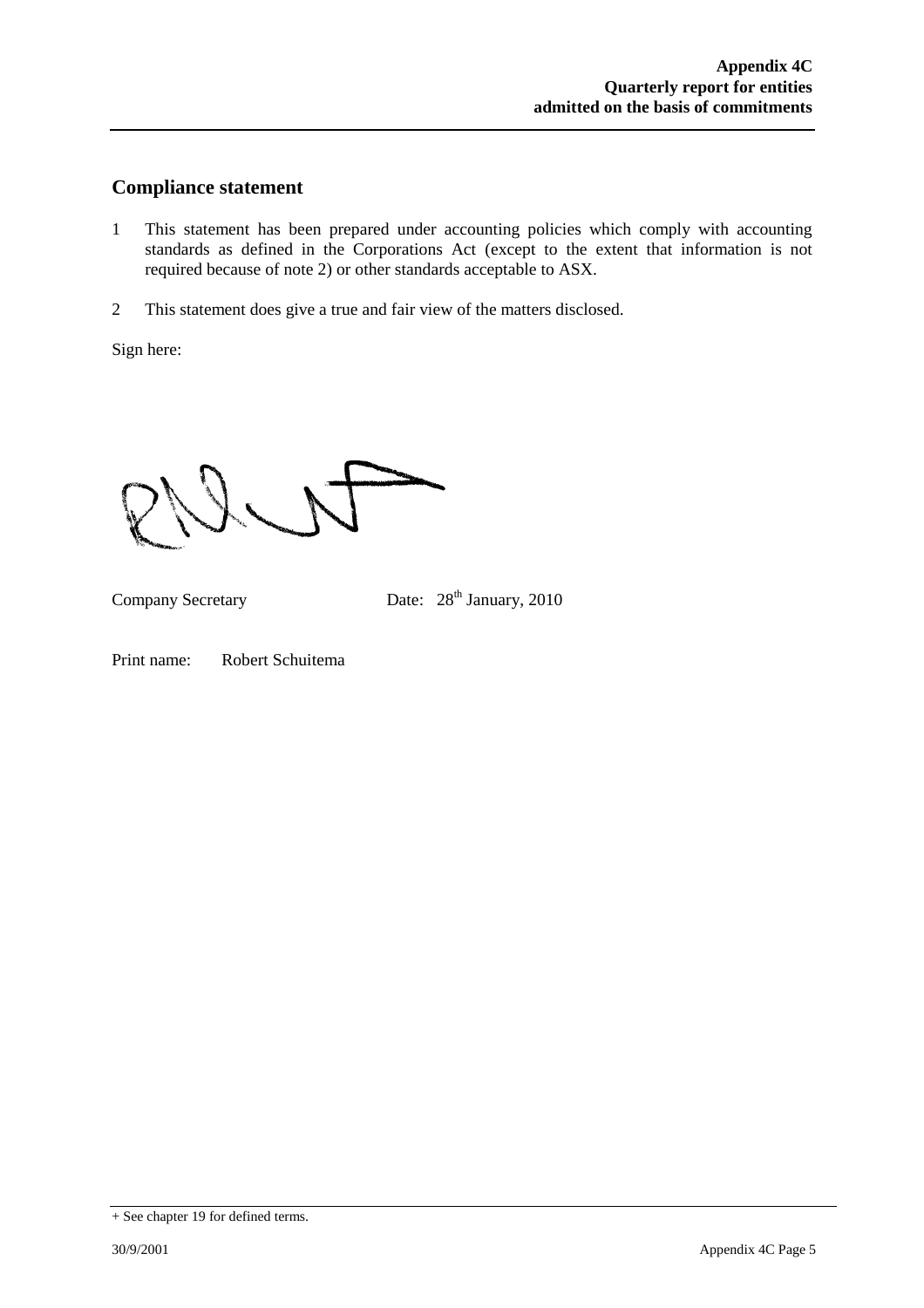## Compliance statement

1 This statement has been prepared under accounting policies which comply with accounting standards as defined in the Corporations Act (except to the extent that information is not required because of note 2) or other standards acceptable to ASX.

2 This statement does give a true and fair view of the matters disclosed.

Sign here:

Company Secretary Date: 28th January, 2010

Print name: Robert Schuitema

+ See chapter 19 for defined terms.